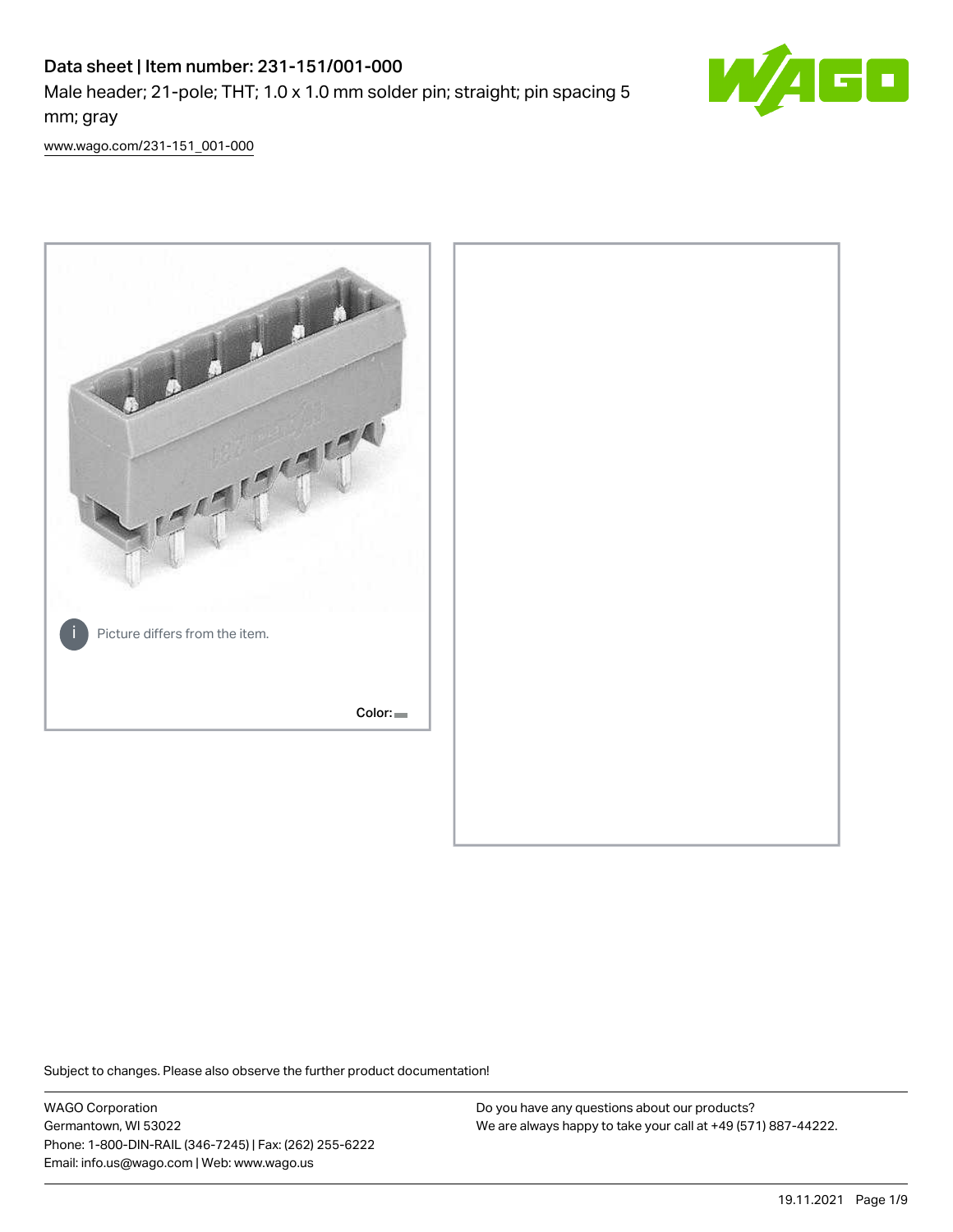# Data sheet | Item number: 231-151/001-000

Male header; 21-pole; THT; 1.0 x 1.0 mm solder pin; straight; pin spacing 5 mm; gray

www.wago.com/231-151_001-000

Picture differs from the item.

Color:

Subject to changes. Please also observe the further product documentation!

WAGO Corporation
Germantown, WI 53022
Phone: 1-800-DIN-RAIL (346-7245) | Fax: (262) 255-6222
Email: info.us@wago.com | Web: www.wago.us

Do you have any questions about our products?
We are always happy to take your call at +49 (571) 887-44222.

19.11.2021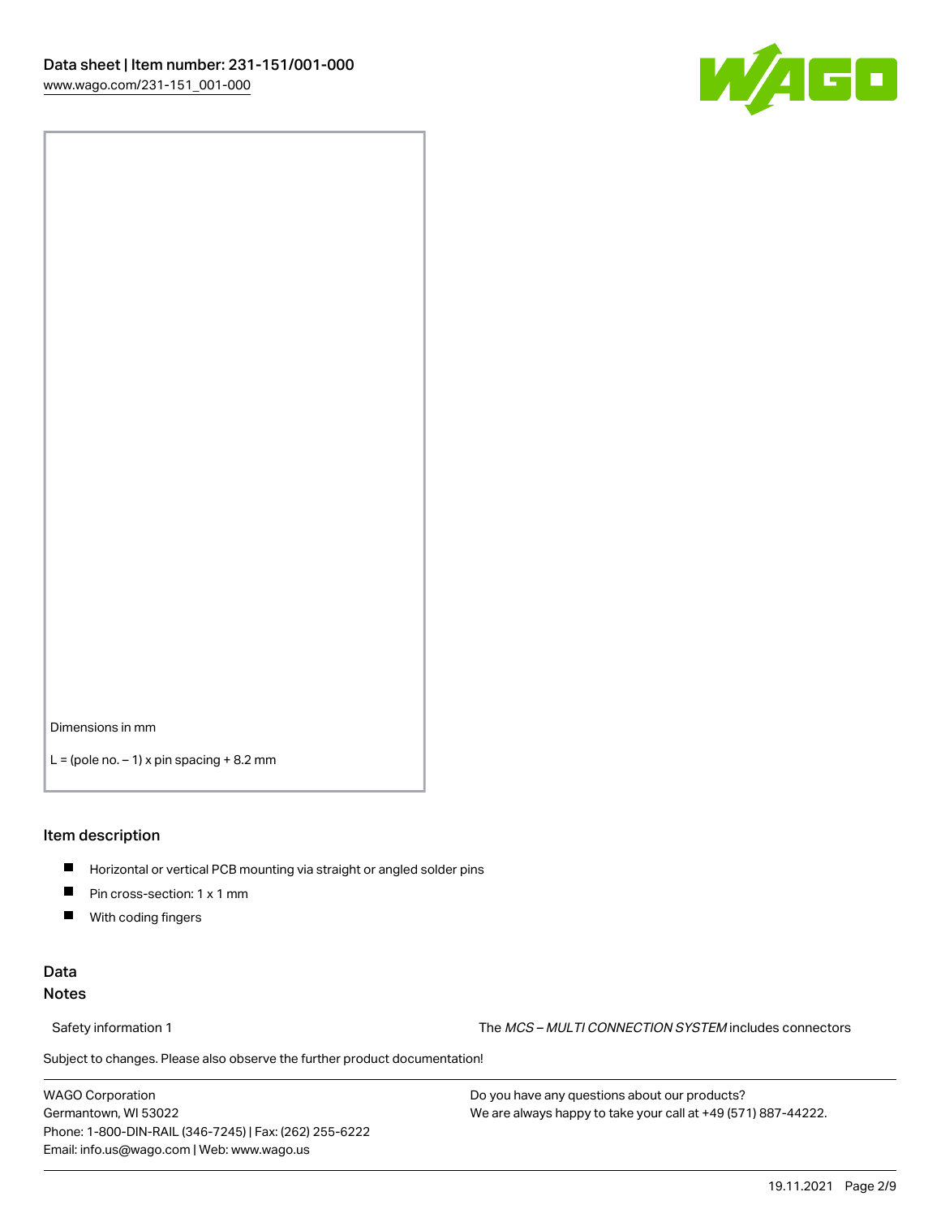Dimensions in mm

L = (pole no. – 1) x pin spacing + 8.2 mm

## Item description

- Horizontal or vertical PCB mounting via straight or angled solder pins
- Pin cross-section: 1 x 1 mm
- With coding fingers

## Data

### Notes

Safety information 1 — The *MCS – MULTI CONNECTION SYSTEM* includes connectors

Subject to changes. Please also observe the further product documentation!

WAGO Corporation
Germantown, WI 53022
Phone: 1-800-DIN-RAIL (346-7245) | Fax: (262) 255-6222
Email: info.us@wago.com | Web: www.wago.us

Do you have any questions about our products?
We are always happy to take your call at +49 (571) 887-44222.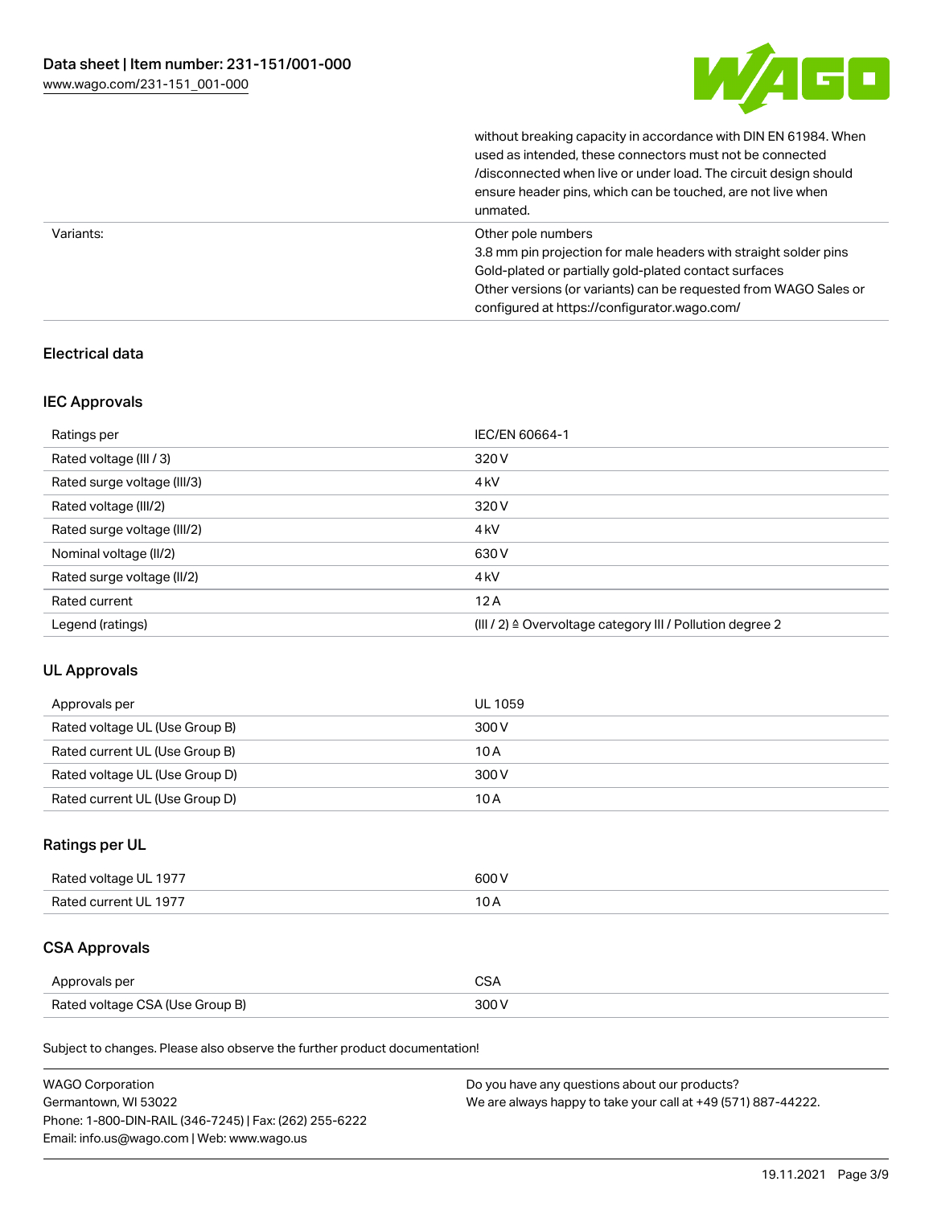| | |
|---|---|
| | without breaking capacity in accordance with DIN EN 61984. When used as intended, these connectors must not be connected /disconnected when live or under load. The circuit design should ensure header pins, which can be touched, are not live when unmated. |
| Variants: | Other pole numbers<br>3.8 mm pin projection for male headers with straight solder pins<br>Gold-plated or partially gold-plated contact surfaces<br>Other versions (or variants) can be requested from WAGO Sales or configured at https://configurator.wago.com/ |

## Electrical data

### IEC Approvals

| | |
|---|---|
| Ratings per | IEC/EN 60664-1 |
| Rated voltage (III / 3) | 320 V |
| Rated surge voltage (III/3) | 4 kV |
| Rated voltage (III/2) | 320 V |
| Rated surge voltage (III/2) | 4 kV |
| Nominal voltage (II/2) | 630 V |
| Rated surge voltage (II/2) | 4 kV |
| Rated current | 12 A |
| Legend (ratings) | (III / 2) ≙ Overvoltage category III / Pollution degree 2 |

### UL Approvals

| | |
|---|---|
| Approvals per | UL 1059 |
| Rated voltage UL (Use Group B) | 300 V |
| Rated current UL (Use Group B) | 10 A |
| Rated voltage UL (Use Group D) | 300 V |
| Rated current UL (Use Group D) | 10 A |

### Ratings per UL

| | |
|---|---|
| Rated voltage UL 1977 | 600 V |
| Rated current UL 1977 | 10 A |

### CSA Approvals

| | |
|---|---|
| Approvals per | CSA |
| Rated voltage CSA (Use Group B) | 300 V |

Subject to changes. Please also observe the further product documentation!

WAGO Corporation
Germantown, WI 53022
Phone: 1-800-DIN-RAIL (346-7245) | Fax: (262) 255-6222
Email: info.us@wago.com | Web: www.wago.us

Do you have any questions about our products?
We are always happy to take your call at +49 (571) 887-44222.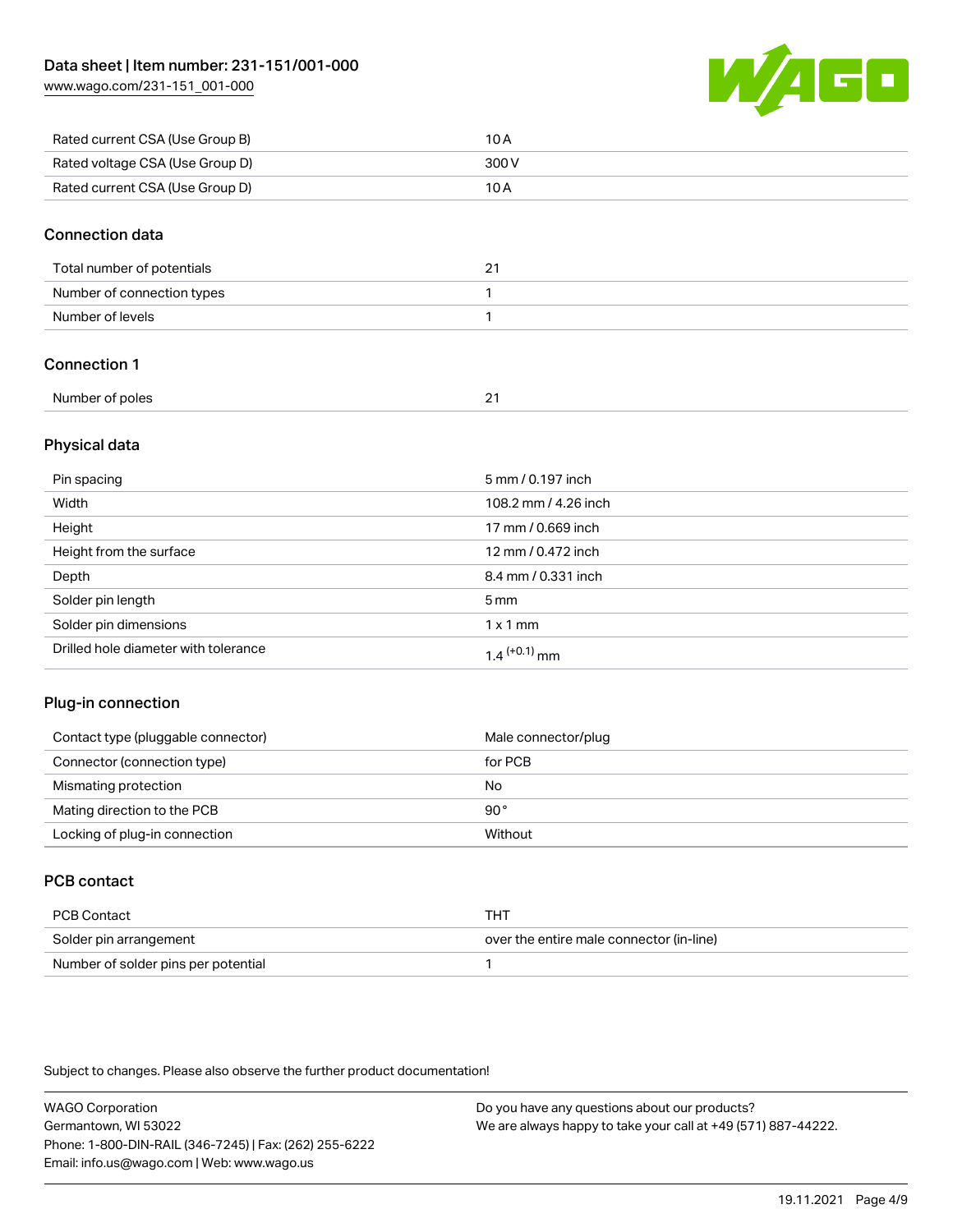| | |
|---|---|
| Rated current CSA (Use Group B) | 10 A |
| Rated voltage CSA (Use Group D) | 300 V |
| Rated current CSA (Use Group D) | 10 A |

## Connection data

| | |
|---|---|
| Total number of potentials | 21 |
| Number of connection types | 1 |
| Number of levels | 1 |

## Connection 1

| | |
|---|---|
| Number of poles | 21 |

## Physical data

| | |
|---|---|
| Pin spacing | 5 mm / 0.197 inch |
| Width | 108.2 mm / 4.26 inch |
| Height | 17 mm / 0.669 inch |
| Height from the surface | 12 mm / 0.472 inch |
| Depth | 8.4 mm / 0.331 inch |
| Solder pin length | 5 mm |
| Solder pin dimensions | 1 x 1 mm |
| Drilled hole diameter with tolerance | $1.4^{(+0.1)}$ mm |

## Plug-in connection

| | |
|---|---|
| Contact type (pluggable connector) | Male connector/plug |
| Connector (connection type) | for PCB |
| Mismating protection | No |
| Mating direction to the PCB | 90° |
| Locking of plug-in connection | Without |

## PCB contact

| | |
|---|---|
| PCB Contact | THT |
| Solder pin arrangement | over the entire male connector (in-line) |
| Number of solder pins per potential | 1 |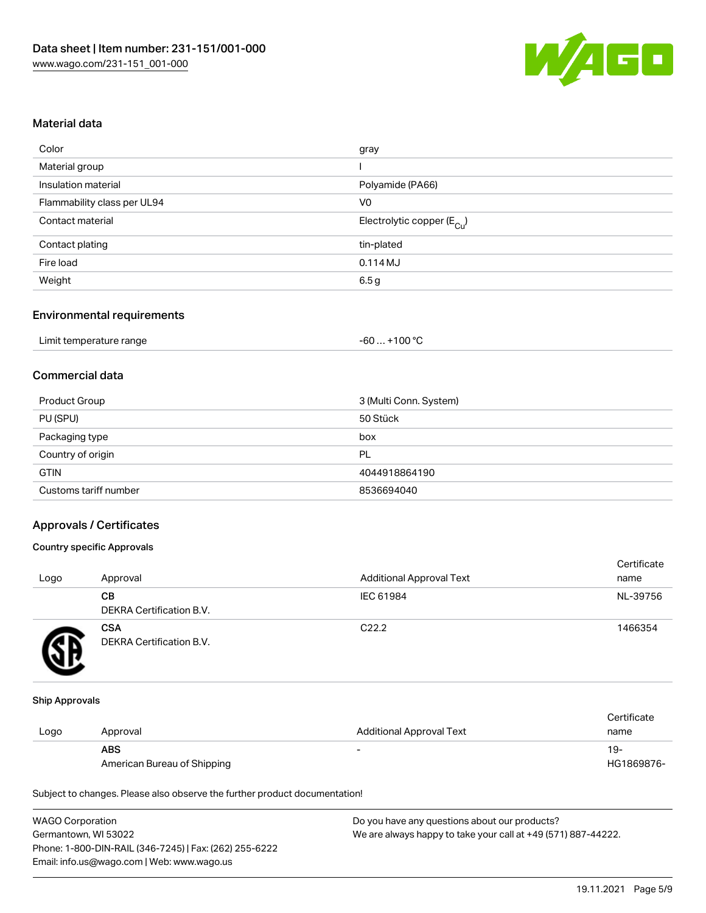## Material data

| | |
|---|---|
| Color | gray |
| Material group | I |
| Insulation material | Polyamide (PA66) |
| Flammability class per UL94 | V0 |
| Contact material | Electrolytic copper ($E_{Cu}$) |
| Contact plating | tin-plated |
| Fire load | 0.114 MJ |
| Weight | 6.5 g |

## Environmental requirements

| | |
|---|---|
| Limit temperature range | -60 … +100 °C |

## Commercial data

| | |
|---|---|
| Product Group | 3 (Multi Conn. System) |
| PU (SPU) | 50 Stück |
| Packaging type | box |
| Country of origin | PL |
| GTIN | 4044918864190 |
| Customs tariff number | 8536694040 |

## Approvals / Certificates

### Country specific Approvals

| Logo | Approval | Additional Approval Text | Certificate name |
|---|---|---|---|
| | **CB** DEKRA Certification B.V. | IEC 61984 | NL-39756 |
| | **CSA** DEKRA Certification B.V. | C22.2 | 1466354 |

### Ship Approvals

| Logo | Approval | Additional Approval Text | Certificate name |
|---|---|---|---|
| | **ABS** American Bureau of Shipping | - | 19-HG1869876- |

Subject to changes. Please also observe the further product documentation!

WAGO Corporation
Germantown, WI 53022
Phone: 1-800-DIN-RAIL (346-7245) | Fax: (262) 255-6222
Email: info.us@wago.com | Web: www.wago.us

Do you have any questions about our products?
We are always happy to take your call at +49 (571) 887-44222.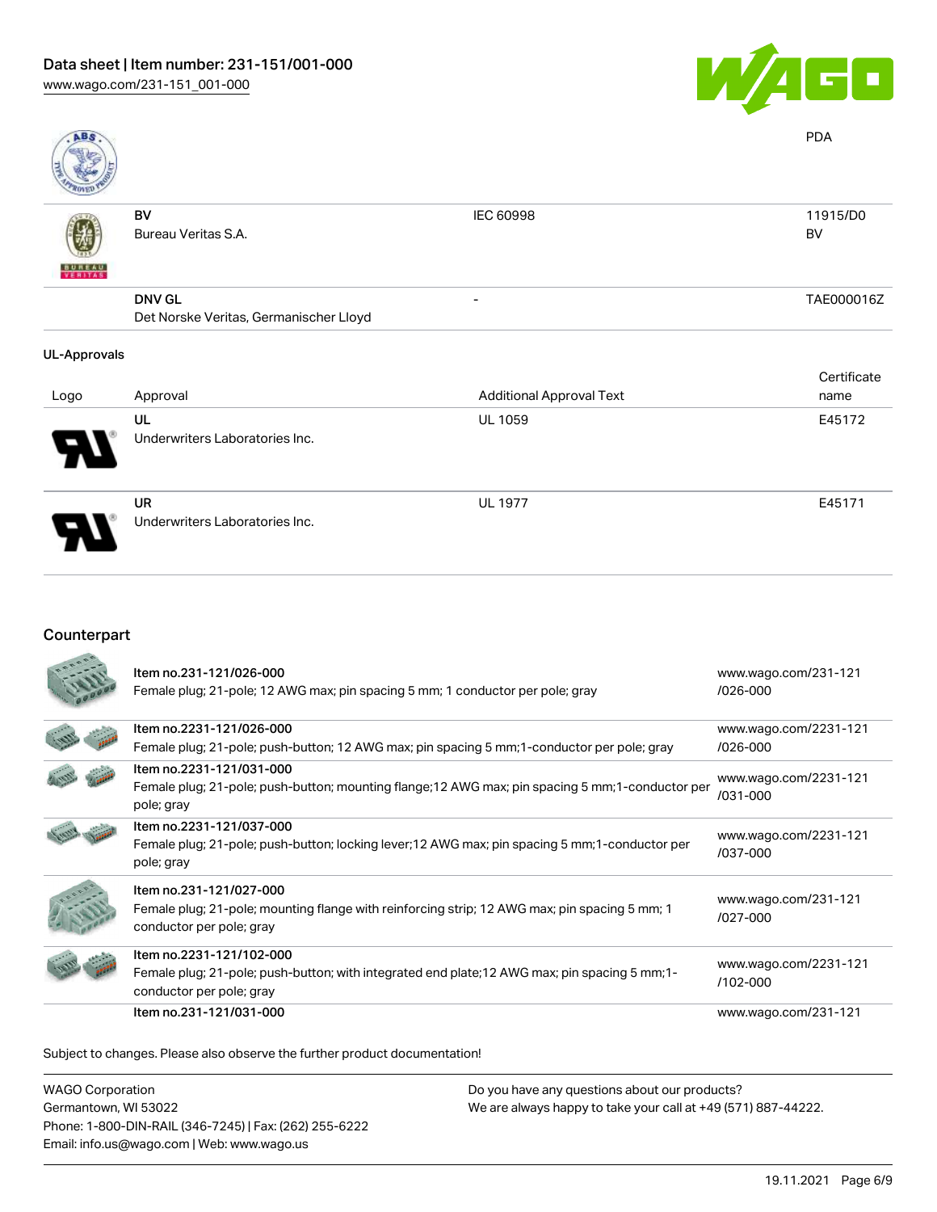| | | | |
|---|---|---|---|
| | | | PDA |
| | **BV** Bureau Veritas S.A. | IEC 60998 | 11915/D0 BV |
| | **DNV GL** Det Norske Veritas, Germanischer Lloyd | - | TAE000016Z |

### UL-Approvals

| Logo | Approval | Additional Approval Text | Certificate name |
|---|---|---|---|
| | **UL** Underwriters Laboratories Inc. | UL 1059 | E45172 |
| | **UR** Underwriters Laboratories Inc. | UL 1977 | E45171 |

## Counterpart

| | | |
|---|---|---|
| | **Item no.231-121/026-000** Female plug; 21-pole; 12 AWG max; pin spacing 5 mm; 1 conductor per pole; gray | www.wago.com/231-121/026-000 |
| | **Item no.2231-121/026-000** Female plug; 21-pole; push-button; 12 AWG max; pin spacing 5 mm;1-conductor per pole; gray | www.wago.com/2231-121/026-000 |
| | **Item no.2231-121/031-000** Female plug; 21-pole; push-button; mounting flange;12 AWG max; pin spacing 5 mm;1-conductor per pole; gray | www.wago.com/2231-121/031-000 |
| | **Item no.2231-121/037-000** Female plug; 21-pole; push-button; locking lever;12 AWG max; pin spacing 5 mm;1-conductor per pole; gray | www.wago.com/2231-121/037-000 |
| | **Item no.231-121/027-000** Female plug; 21-pole; mounting flange with reinforcing strip; 12 AWG max; pin spacing 5 mm; 1 conductor per pole; gray | www.wago.com/231-121/027-000 |
| | **Item no.2231-121/102-000** Female plug; 21-pole; push-button; with integrated end plate;12 AWG max; pin spacing 5 mm;1-conductor per pole; gray | www.wago.com/2231-121/102-000 |
| | **Item no.231-121/031-000** | www.wago.com/231-121 |

Subject to changes. Please also observe the further product documentation!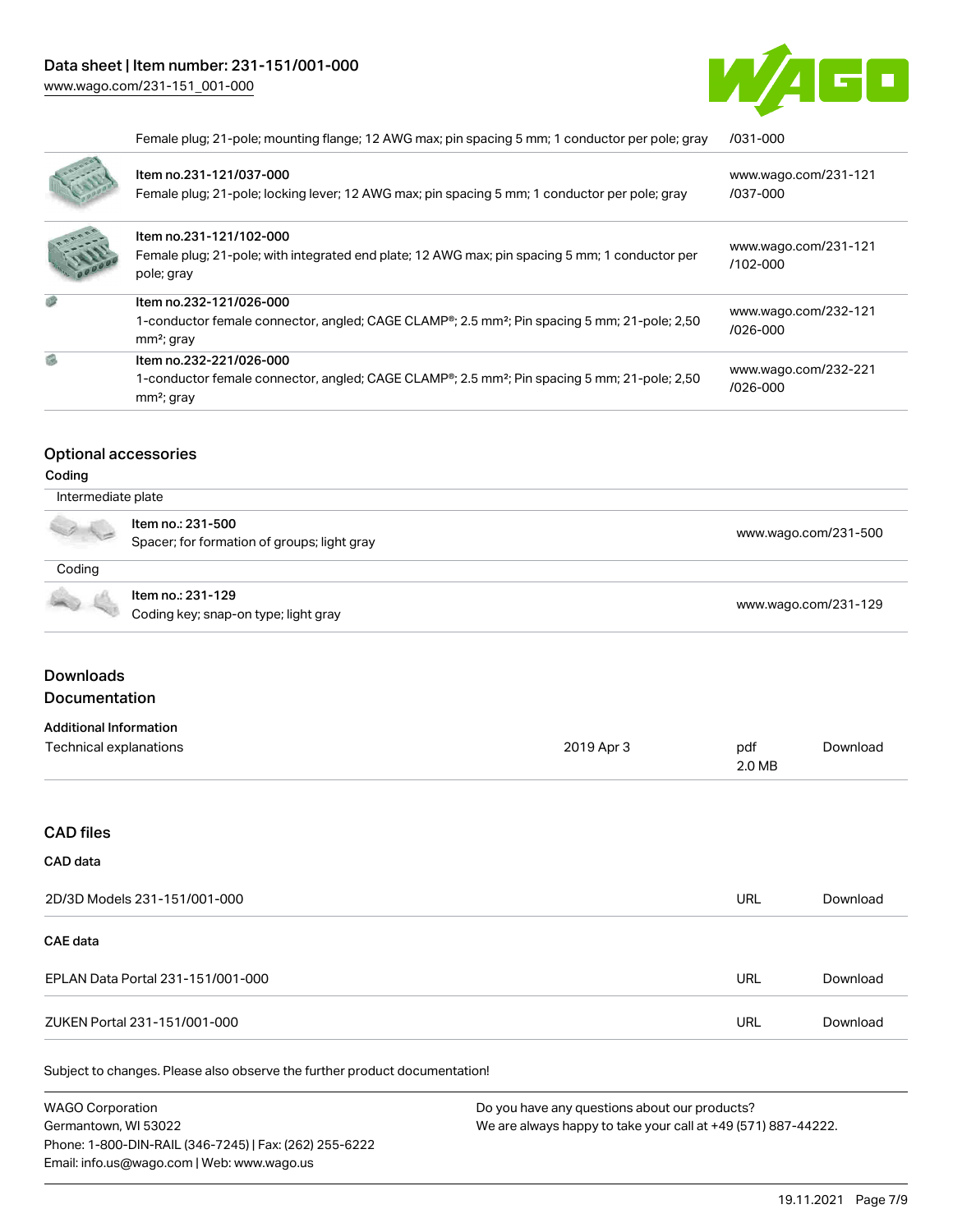| | | |
|---|---|---|
| | Female plug; 21-pole; mounting flange; 12 AWG max; pin spacing 5 mm; 1 conductor per pole; gray | /031-000 |
| | Item no.231-121/037-000<br>Female plug; 21-pole; locking lever; 12 AWG max; pin spacing 5 mm; 1 conductor per pole; gray | www.wago.com/231-121/037-000 |
| | Item no.231-121/102-000<br>Female plug; 21-pole; with integrated end plate; 12 AWG max; pin spacing 5 mm; 1 conductor per pole; gray | www.wago.com/231-121/102-000 |
| | Item no.232-121/026-000<br>1-conductor female connector, angled; CAGE CLAMP®; 2.5 mm²; Pin spacing 5 mm; 21-pole; 2,50 mm²; gray | www.wago.com/232-121/026-000 |
| | Item no.232-221/026-000<br>1-conductor female connector, angled; CAGE CLAMP®; 2.5 mm²; Pin spacing 5 mm; 21-pole; 2,50 mm²; gray | www.wago.com/232-221/026-000 |

## Optional accessories

### Coding

| | | |
|---|---|---|
| Intermediate plate | | |
| | Item no.: 231-500<br>Spacer; for formation of groups; light gray | www.wago.com/231-500 |
| Coding | | |
| | Item no.: 231-129<br>Coding key; snap-on type; light gray | www.wago.com/231-129 |

## Downloads

### Documentation

**Additional Information**

| | | | |
|---|---|---|---|
| Technical explanations | 2019 Apr 3 | pdf<br>2.0 MB | Download |

### CAD files

**CAD data**

| | | |
|---|---|---|
| 2D/3D Models 231-151/001-000 | URL | Download |

**CAE data**

| | | |
|---|---|---|
| EPLAN Data Portal 231-151/001-000 | URL | Download |
| ZUKEN Portal 231-151/001-000 | URL | Download |

Subject to changes. Please also observe the further product documentation!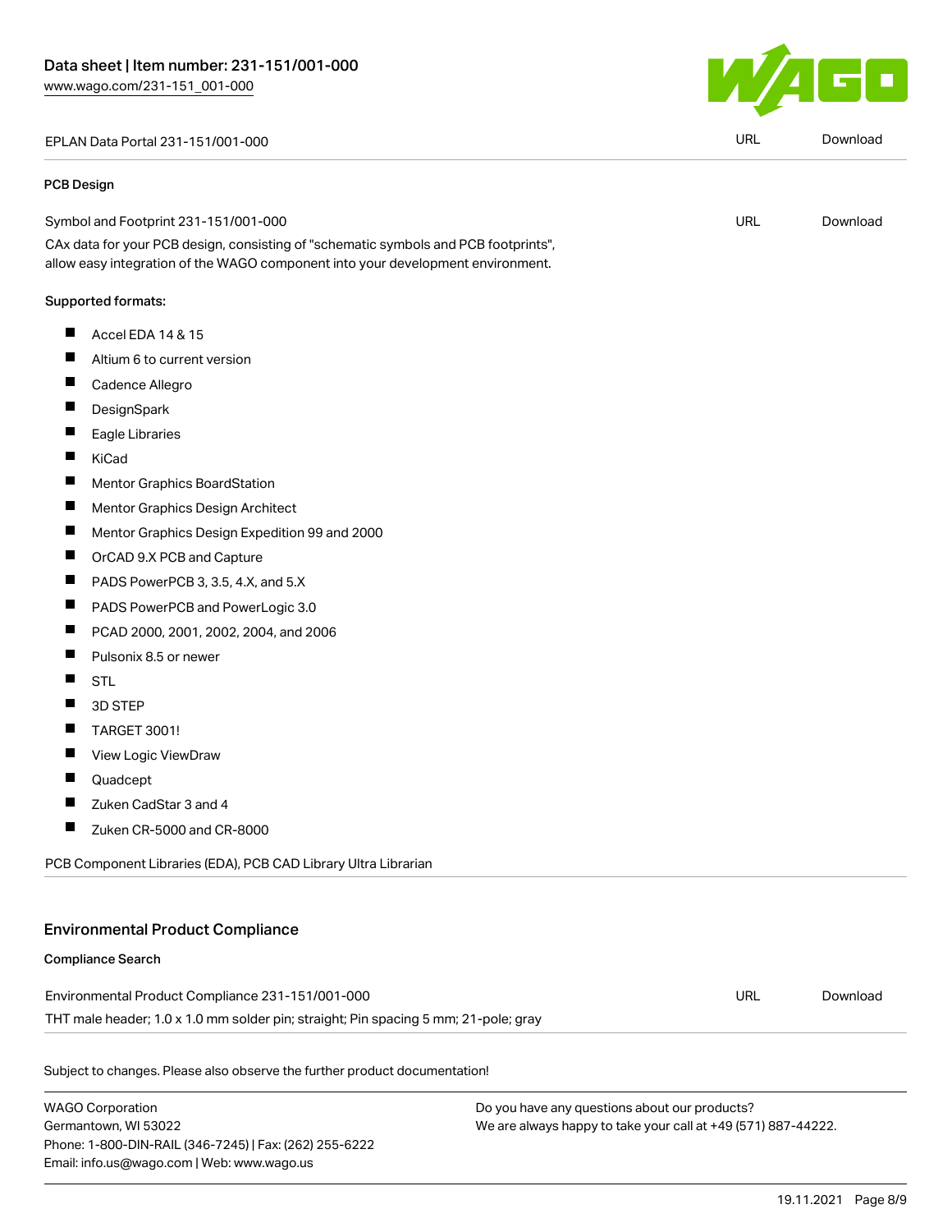| | | |
|---|---|---|
| EPLAN Data Portal 231-151/001-000 | URL | Download |

### PCB Design

| | | |
|---|---|---|
| Symbol and Footprint 231-151/001-000 | URL | Download |

CAx data for your PCB design, consisting of "schematic symbols and PCB footprints", allow easy integration of the WAGO component into your development environment.

Supported formats:

- Accel EDA 14 & 15
- Altium 6 to current version
- Cadence Allegro
- DesignSpark
- Eagle Libraries
- KiCad
- Mentor Graphics BoardStation
- Mentor Graphics Design Architect
- Mentor Graphics Design Expedition 99 and 2000
- OrCAD 9.X PCB and Capture
- PADS PowerPCB 3, 3.5, 4.X, and 5.X
- PADS PowerPCB and PowerLogic 3.0
- PCAD 2000, 2001, 2002, 2004, and 2006
- Pulsonix 8.5 or newer
- STL
- 3D STEP
- TARGET 3001!
- View Logic ViewDraw
- Quadcept
- Zuken CadStar 3 and 4
- Zuken CR-5000 and CR-8000

PCB Component Libraries (EDA), PCB CAD Library Ultra Librarian

## Environmental Product Compliance

### Compliance Search

| | | |
|---|---|---|
| Environmental Product Compliance 231-151/001-000 | URL | Download |

THT male header; 1.0 x 1.0 mm solder pin; straight; Pin spacing 5 mm; 21-pole; gray

Subject to changes. Please also observe the further product documentation!

WAGO Corporation
Germantown, WI 53022
Phone: 1-800-DIN-RAIL (346-7245) | Fax: (262) 255-6222
Email: info.us@wago.com | Web: www.wago.us

Do you have any questions about our products?
We are always happy to take your call at +49 (571) 887-44222.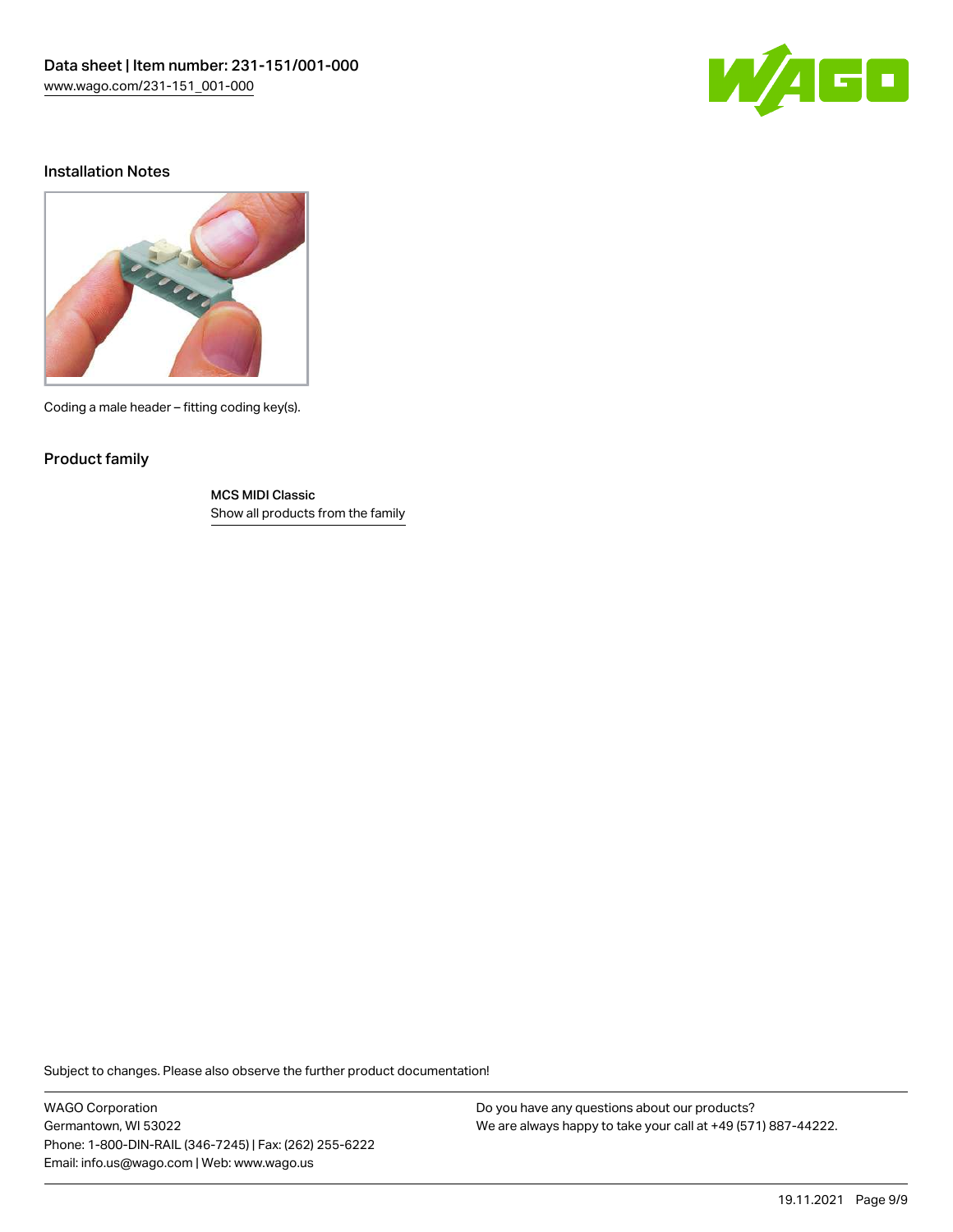## Installation Notes

Coding a male header – fitting coding key(s).

## Product family

MCS MIDI Classic
Show all products from the family

Subject to changes. Please also observe the further product documentation!

WAGO Corporation
Germantown, WI 53022
Phone: 1-800-DIN-RAIL (346-7245) | Fax: (262) 255-6222
Email: info.us@wago.com | Web: www.wago.us

Do you have any questions about our products?
We are always happy to take your call at +49 (571) 887-44222.